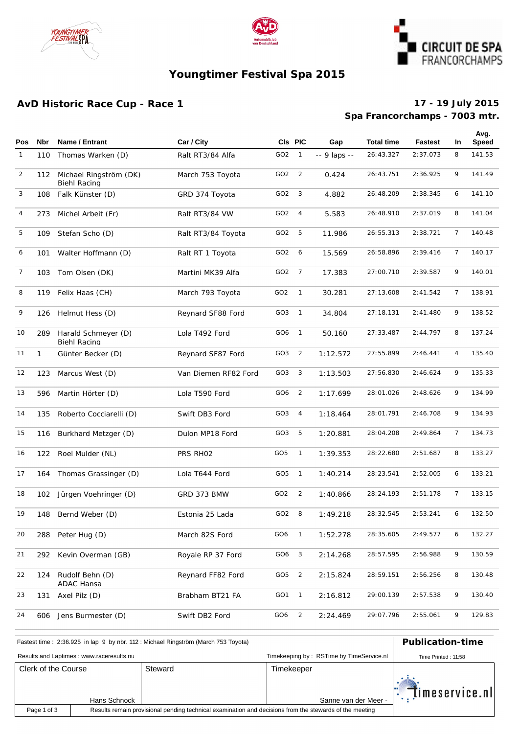# Youngtimer Festival Spa 2015

## AvD Historic Race Cup - Race 1

**17 - 19 July 2015**
**Spa Francorchamps - 7003 mtr.**

| Pos | Nbr | Name / Entrant | Car / City | Cls | PIC | Gap | Total time | Fastest | In | Avg. Speed |
|---|---|---|---|---|---|---|---|---|---|---|
| 1 | 110 | Thomas Warken (D) | Ralt RT3/84 Alfa | GO2 | 1 | -- 9 laps -- | 26:43.327 | 2:37.073 | 8 | 141.53 |
| 2 | 112 | Michael Ringström (DK) Biehl Racing | March 753 Toyota | GO2 | 2 | 0.424 | 26:43.751 | 2:36.925 | 9 | 141.49 |
| 3 | 108 | Falk Künster (D) | GRD 374 Toyota | GO2 | 3 | 4.882 | 26:48.209 | 2:38.345 | 6 | 141.10 |
| 4 | 273 | Michel Arbeit (Fr) | Ralt RT3/84 VW | GO2 | 4 | 5.583 | 26:48.910 | 2:37.019 | 8 | 141.04 |
| 5 | 109 | Stefan Scho (D) | Ralt RT3/84 Toyota | GO2 | 5 | 11.986 | 26:55.313 | 2:38.721 | 7 | 140.48 |
| 6 | 101 | Walter Hoffmann (D) | Ralt RT 1 Toyota | GO2 | 6 | 15.569 | 26:58.896 | 2:39.416 | 7 | 140.17 |
| 7 | 103 | Tom Olsen (DK) | Martini MK39 Alfa | GO2 | 7 | 17.383 | 27:00.710 | 2:39.587 | 9 | 140.01 |
| 8 | 119 | Felix Haas (CH) | March 793 Toyota | GO2 | 1 | 30.281 | 27:13.608 | 2:41.542 | 7 | 138.91 |
| 9 | 126 | Helmut Hess (D) | Reynard SF88 Ford | GO3 | 1 | 34.804 | 27:18.131 | 2:41.480 | 9 | 138.52 |
| 10 | 289 | Harald Schmeyer (D) Biehl Racing | Lola T492 Ford | GO6 | 1 | 50.160 | 27:33.487 | 2:44.797 | 8 | 137.24 |
| 11 | 1 | Günter Becker (D) | Reynard SF87 Ford | GO3 | 2 | 1:12.572 | 27:55.899 | 2:46.441 | 4 | 135.40 |
| 12 | 123 | Marcus West (D) | Van Diemen RF82 Ford | GO3 | 3 | 1:13.503 | 27:56.830 | 2:46.624 | 9 | 135.33 |
| 13 | 596 | Martin Hörter (D) | Lola T590 Ford | GO6 | 2 | 1:17.699 | 28:01.026 | 2:48.626 | 9 | 134.99 |
| 14 | 135 | Roberto Cocciarelli (D) | Swift DB3 Ford | GO3 | 4 | 1:18.464 | 28:01.791 | 2:46.708 | 9 | 134.93 |
| 15 | 116 | Burkhard Metzger (D) | Dulon MP18 Ford | GO3 | 5 | 1:20.881 | 28:04.208 | 2:49.864 | 7 | 134.73 |
| 16 | 122 | Roel Mulder (NL) | PRS RH02 | GO5 | 1 | 1:39.353 | 28:22.680 | 2:51.687 | 8 | 133.27 |
| 17 | 164 | Thomas Grassinger (D) | Lola T644 Ford | GO5 | 1 | 1:40.214 | 28:23.541 | 2:52.005 | 6 | 133.21 |
| 18 | 102 | Jürgen Voehringer (D) | GRD 373 BMW | GO2 | 2 | 1:40.866 | 28:24.193 | 2:51.178 | 7 | 133.15 |
| 19 | 148 | Bernd Weber (D) | Estonia 25 Lada | GO2 | 8 | 1:49.218 | 28:32.545 | 2:53.241 | 6 | 132.50 |
| 20 | 288 | Peter Hug (D) | March 82S Ford | GO6 | 1 | 1:52.278 | 28:35.605 | 2:49.577 | 6 | 132.27 |
| 21 | 292 | Kevin Overman (GB) | Royale RP 37 Ford | GO6 | 3 | 2:14.268 | 28:57.595 | 2:56.988 | 9 | 130.59 |
| 22 | 124 | Rudolf Behn (D) ADAC Hansa | Reynard FF82 Ford | GO5 | 2 | 2:15.824 | 28:59.151 | 2:56.256 | 8 | 130.48 |
| 23 | 131 | Axel Pilz (D) | Brabham BT21 FA | GO1 | 1 | 2:16.812 | 29:00.139 | 2:57.538 | 9 | 130.40 |
| 24 | 606 | Jens Burmester (D) | Swift DB2 Ford | GO6 | 2 | 2:24.469 | 29:07.796 | 2:55.061 | 9 | 129.83 |

Fastest time : 2:36.925 in lap 9 by nbr. 112 : Michael Ringström (March 753 Toyota)

Results and Laptimes : www.raceresults.nu

Timekeeping by : RSTime by TimeService.nl

**Publication-time**

Time Printed : 11:58

| Clerk of the Course | Steward | Timekeeper |
|---|---|---|
| Hans Schnock | | Sanne van der Meer - |

Results remain provisional pending technical examination and decisions from the stewards of the meeting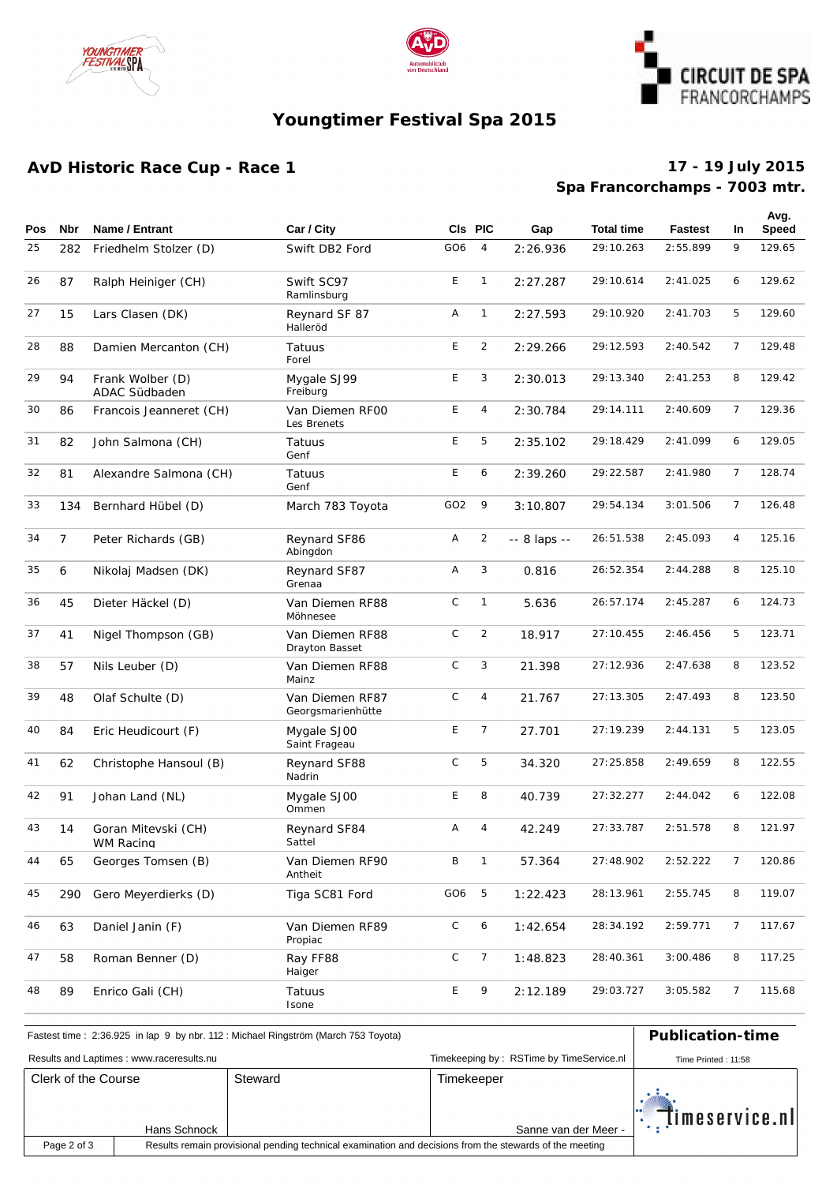# Youngtimer Festival Spa 2015

## AvD Historic Race Cup - Race 1

**17 - 19 July 2015**
**Spa Francorchamps - 7003 mtr.**

| Pos | Nbr | Name / Entrant | Car / City | Cls | PIC | Gap | Total time | Fastest | In | Avg. Speed |
|---|---|---|---|---|---|---|---|---|---|---|
| 25 | 282 | Friedhelm Stolzer (D) | Swift DB2 Ford | GO6 | 4 | 2:26.936 | 29:10.263 | 2:55.899 | 9 | 129.65 |
| 26 | 87 | Ralph Heiniger (CH) | Swift SC97 Ramlinsburg | E | 1 | 2:27.287 | 29:10.614 | 2:41.025 | 6 | 129.62 |
| 27 | 15 | Lars Clasen (DK) | Reynard SF 87 Halleröd | A | 1 | 2:27.593 | 29:10.920 | 2:41.703 | 5 | 129.60 |
| 28 | 88 | Damien Mercanton (CH) | Tatuus Forel | E | 2 | 2:29.266 | 29:12.593 | 2:40.542 | 7 | 129.48 |
| 29 | 94 | Frank Wolber (D) ADAC Südbaden | Mygale SJ99 Freiburg | E | 3 | 2:30.013 | 29:13.340 | 2:41.253 | 8 | 129.42 |
| 30 | 86 | Francois Jeanneret (CH) | Van Diemen RF00 Les Brenets | E | 4 | 2:30.784 | 29:14.111 | 2:40.609 | 7 | 129.36 |
| 31 | 82 | John Salmona (CH) | Tatuus Genf | E | 5 | 2:35.102 | 29:18.429 | 2:41.099 | 6 | 129.05 |
| 32 | 81 | Alexandre Salmona (CH) | Tatuus Genf | E | 6 | 2:39.260 | 29:22.587 | 2:41.980 | 7 | 128.74 |
| 33 | 134 | Bernhard Hübel (D) | March 783 Toyota | GO2 | 9 | 3:10.807 | 29:54.134 | 3:01.506 | 7 | 126.48 |
| 34 | 7 | Peter Richards (GB) | Reynard SF86 Abingdon | A | 2 | -- 8 laps -- | 26:51.538 | 2:45.093 | 4 | 125.16 |
| 35 | 6 | Nikolaj Madsen (DK) | Reynard SF87 Grenaa | A | 3 | 0.816 | 26:52.354 | 2:44.288 | 8 | 125.10 |
| 36 | 45 | Dieter Häckel (D) | Van Diemen RF88 Möhnesee | C | 1 | 5.636 | 26:57.174 | 2:45.287 | 6 | 124.73 |
| 37 | 41 | Nigel Thompson (GB) | Van Diemen RF88 Drayton Basset | C | 2 | 18.917 | 27:10.455 | 2:46.456 | 5 | 123.71 |
| 38 | 57 | Nils Leuber (D) | Van Diemen RF88 Mainz | C | 3 | 21.398 | 27:12.936 | 2:47.638 | 8 | 123.52 |
| 39 | 48 | Olaf Schulte (D) | Van Diemen RF87 Georgsmarienhütte | C | 4 | 21.767 | 27:13.305 | 2:47.493 | 8 | 123.50 |
| 40 | 84 | Eric Heudicourt (F) | Mygale SJ00 Saint Frageau | E | 7 | 27.701 | 27:19.239 | 2:44.131 | 5 | 123.05 |
| 41 | 62 | Christophe Hansoul (B) | Reynard SF88 Nadrin | C | 5 | 34.320 | 27:25.858 | 2:49.659 | 8 | 122.55 |
| 42 | 91 | Johan Land (NL) | Mygale SJ00 Ommen | E | 8 | 40.739 | 27:32.277 | 2:44.042 | 6 | 122.08 |
| 43 | 14 | Goran Mitevski (CH) WM Racing | Reynard SF84 Sattel | A | 4 | 42.249 | 27:33.787 | 2:51.578 | 8 | 121.97 |
| 44 | 65 | Georges Tomsen (B) | Van Diemen RF90 Antheit | B | 1 | 57.364 | 27:48.902 | 2:52.222 | 7 | 120.86 |
| 45 | 290 | Gero Meyerdierks (D) | Tiga SC81 Ford | GO6 | 5 | 1:22.423 | 28:13.961 | 2:55.745 | 8 | 119.07 |
| 46 | 63 | Daniel Janin (F) | Van Diemen RF89 Propiac | C | 6 | 1:42.654 | 28:34.192 | 2:59.771 | 7 | 117.67 |
| 47 | 58 | Roman Benner (D) | Ray FF88 Haiger | C | 7 | 1:48.823 | 28:40.361 | 3:00.486 | 8 | 117.25 |
| 48 | 89 | Enrico Gali (CH) | Tatuus Isone | E | 9 | 2:12.189 | 29:03.727 | 3:05.582 | 7 | 115.68 |

Fastest time : 2:36.925 in lap 9 by nbr. 112 : Michael Ringström (March 753 Toyota)

Results and Laptimes : www.raceresults.nu

Timekeeping by : RSTime by TimeService.nl

**Publication-time**

Time Printed : 11:58

| Clerk of the Course | Steward | Timekeeper |
|---|---|---|
| Hans Schnock | | Sanne van der Meer - |

Results remain provisional pending technical examination and decisions from the stewards of the meeting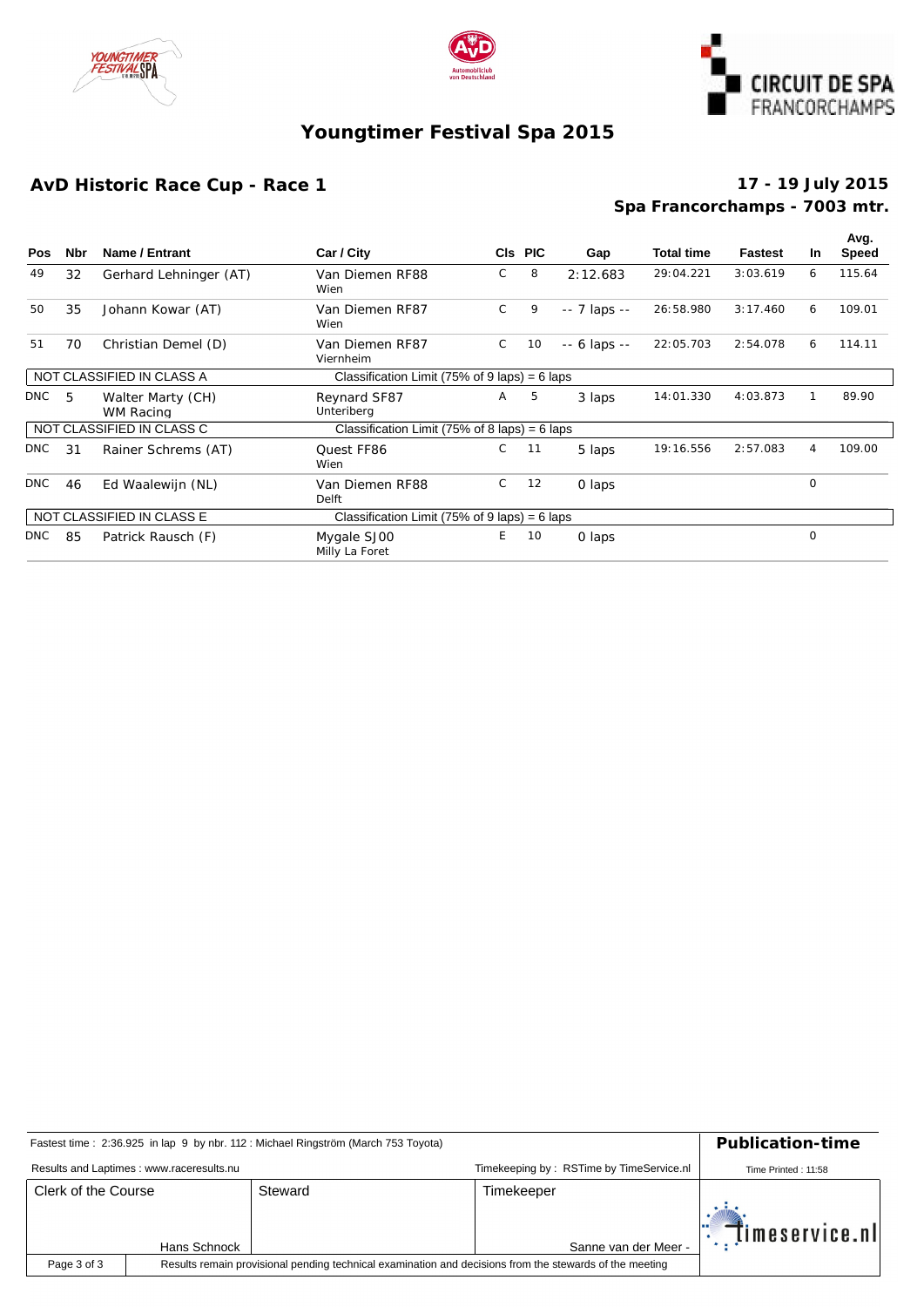# Youngtimer Festival Spa 2015

## AvD Historic Race Cup - Race 1

**17 - 19 July 2015**
**Spa Francorchamps - 7003 mtr.**

| Pos | Nbr | Name / Entrant | Car / City | Cls | PIC | Gap | Total time | Fastest | In | Avg. Speed |
|---|---|---|---|---|---|---|---|---|---|---|
| 49 | 32 | Gerhard Lehninger (AT) | Van Diemen RF88 Wien | C | 8 | 2:12.683 | 29:04.221 | 3:03.619 | 6 | 115.64 |
| 50 | 35 | Johann Kowar (AT) | Van Diemen RF87 Wien | C | 9 | -- 7 laps -- | 26:58.980 | 3:17.460 | 6 | 109.01 |
| 51 | 70 | Christian Demel (D) | Van Diemen RF87 Viernheim | C | 10 | -- 6 laps -- | 22:05.703 | 2:54.078 | 6 | 114.11 |
| NOT CLASSIFIED IN CLASS A | | | Classification Limit (75% of 9 laps) = 6 laps | | | | | | | |
| DNC | 5 | Walter Marty (CH) WM Racing | Reynard SF87 Unteriberg | A | 5 | 3 laps | 14:01.330 | 4:03.873 | 1 | 89.90 |
| NOT CLASSIFIED IN CLASS C | | | Classification Limit (75% of 8 laps) = 6 laps | | | | | | | |
| DNC | 31 | Rainer Schrems (AT) | Quest FF86 Wien | C | 11 | 5 laps | 19:16.556 | 2:57.083 | 4 | 109.00 |
| DNC | 46 | Ed Waalewijn (NL) | Van Diemen RF88 Delft | C | 12 | 0 laps | | | 0 | |
| NOT CLASSIFIED IN CLASS E | | | Classification Limit (75% of 9 laps) = 6 laps | | | | | | | |
| DNC | 85 | Patrick Rausch (F) | Mygale SJ00 Milly La Foret | E | 10 | 0 laps | | | 0 | |

Fastest time : 2:36.925 in lap 9 by nbr. 112 : Michael Ringström (March 753 Toyota)

**Publication-time**

Results and Laptimes : www.raceresults.nu

Timekeeping by : RSTime by TimeService.nl

Time Printed : 11:58

| Clerk of the Course | Steward | Timekeeper |
|---|---|---|
| Hans Schnock | | Sanne van der Meer - |

Results remain provisional pending technical examination and decisions from the stewards of the meeting